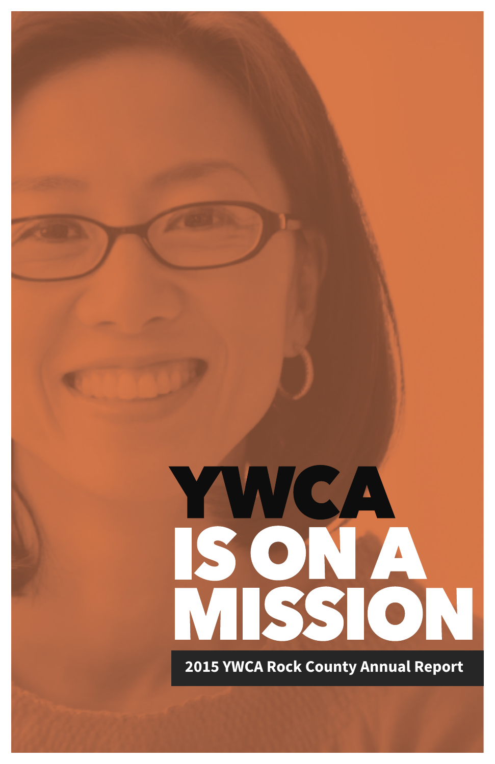# YWCA IS ON A MISSION

**2015 YWCA Rock County Annual Report**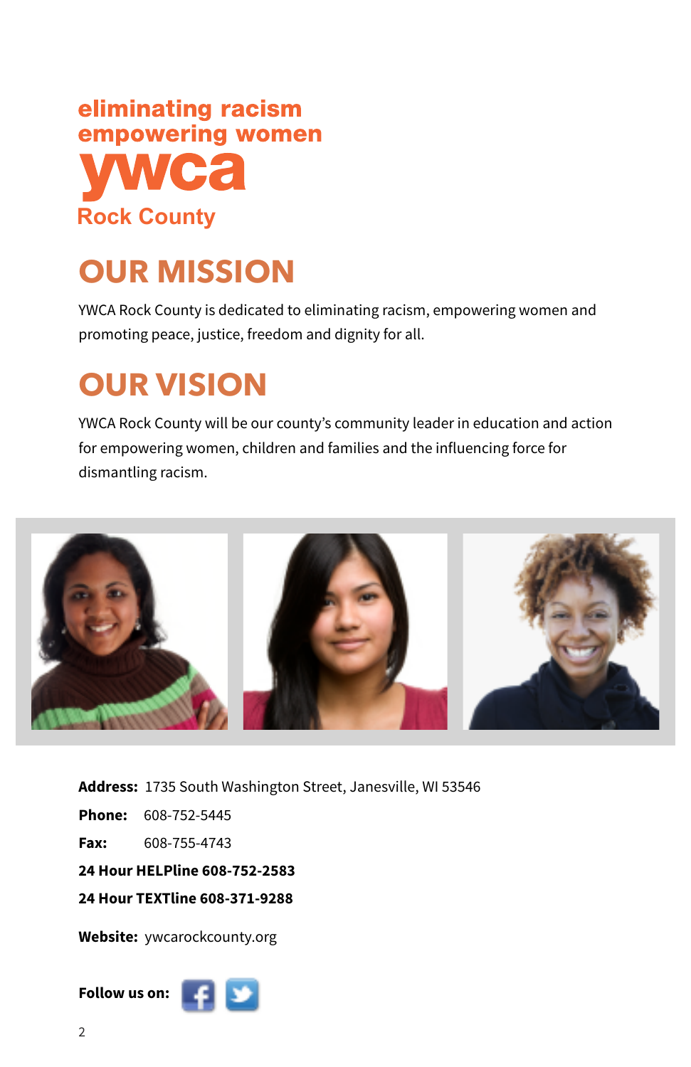eliminating racism
empowering women
ywca
Rock County

# OUR MISSION

YWCA Rock County is dedicated to eliminating racism, empowering women and promoting peace, justice, freedom and dignity for all.

# OUR VISION

YWCA Rock County will be our county's community leader in education and action for empowering women, children and families and the influencing force for dismantling racism.

**Address:** 1735 South Washington Street, Janesville, WI 53546

**Phone:** 608-752-5445

**Fax:** 608-755-4743

**24 Hour HELPline 608-752-2583**

**24 Hour TEXTline 608-371-9288**

**Website:** ywcarockcounty.org

**Follow us on:**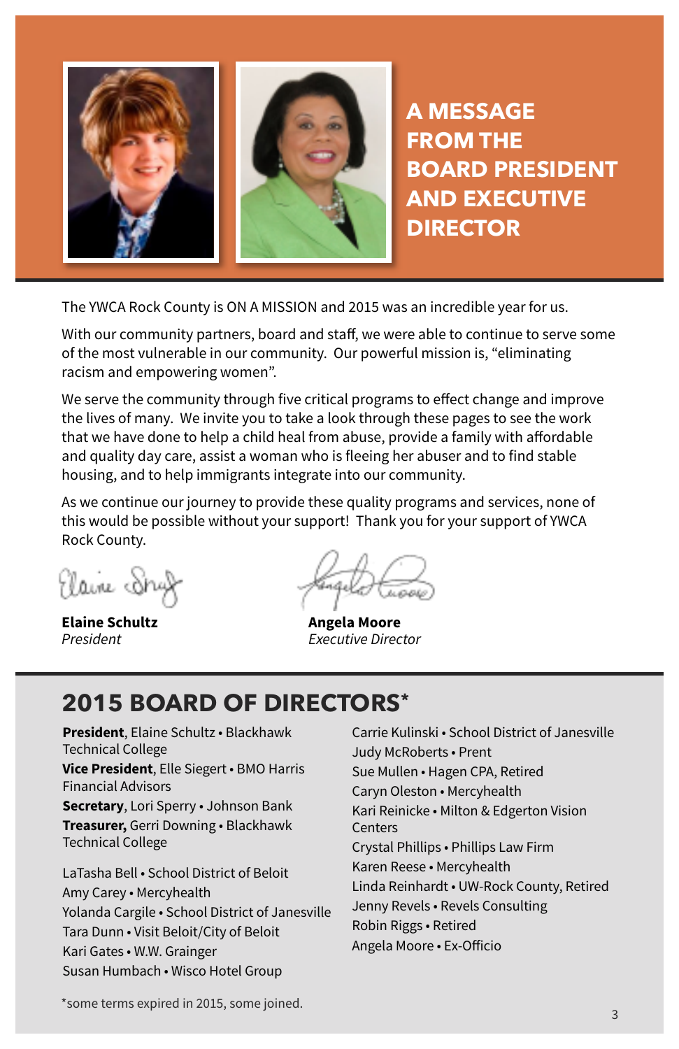# A MESSAGE FROM THE BOARD PRESIDENT AND EXECUTIVE DIRECTOR

The YWCA Rock County is ON A MISSION and 2015 was an incredible year for us.

With our community partners, board and staff, we were able to continue to serve some of the most vulnerable in our community. Our powerful mission is, "eliminating racism and empowering women".

We serve the community through five critical programs to effect change and improve the lives of many. We invite you to take a look through these pages to see the work that we have done to help a child heal from abuse, provide a family with affordable and quality day care, assist a woman who is fleeing her abuser and to find stable housing, and to help immigrants integrate into our community.

As we continue our journey to provide these quality programs and services, none of this would be possible without your support! Thank you for your support of YWCA Rock County.

**Elaine Schultz**
*President*

**Angela Moore**
*Executive Director*

## 2015 BOARD OF DIRECTORS*

**President**, Elaine Schultz • Blackhawk Technical College
**Vice President**, Elle Siegert • BMO Harris Financial Advisors
**Secretary**, Lori Sperry • Johnson Bank
**Treasurer,** Gerri Downing • Blackhawk Technical College

LaTasha Bell • School District of Beloit
Amy Carey • Mercyhealth
Yolanda Cargile • School District of Janesville
Tara Dunn • Visit Beloit/City of Beloit
Kari Gates • W.W. Grainger
Susan Humbach • Wisco Hotel Group
Carrie Kulinski • School District of Janesville
Judy McRoberts • Prent
Sue Mullen • Hagen CPA, Retired
Caryn Oleston • Mercyhealth
Kari Reinicke • Milton & Edgerton Vision Centers
Crystal Phillips • Phillips Law Firm
Karen Reese • Mercyhealth
Linda Reinhardt • UW-Rock County, Retired
Jenny Revels • Revels Consulting
Robin Riggs • Retired
Angela Moore • Ex-Officio

*some terms expired in 2015, some joined.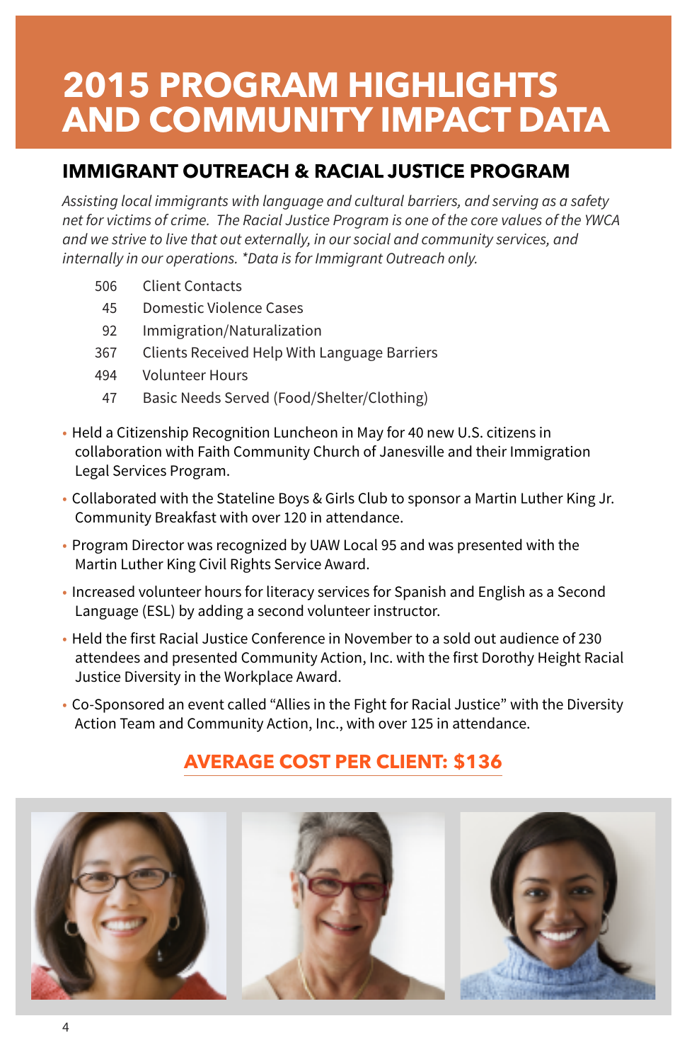# 2015 PROGRAM HIGHLIGHTS AND COMMUNITY IMPACT DATA

## IMMIGRANT OUTREACH & RACIAL JUSTICE PROGRAM

*Assisting local immigrants with language and cultural barriers, and serving as a safety net for victims of crime. The Racial Justice Program is one of the core values of the YWCA and we strive to live that out externally, in our social and community services, and internally in our operations. *Data is for Immigrant Outreach only.*

| | |
|---|---|
| 506 | Client Contacts |
| 45 | Domestic Violence Cases |
| 92 | Immigration/Naturalization |
| 367 | Clients Received Help With Language Barriers |
| 494 | Volunteer Hours |
| 47 | Basic Needs Served (Food/Shelter/Clothing) |

- Held a Citizenship Recognition Luncheon in May for 40 new U.S. citizens in collaboration with Faith Community Church of Janesville and their Immigration Legal Services Program.
- Collaborated with the Stateline Boys & Girls Club to sponsor a Martin Luther King Jr. Community Breakfast with over 120 in attendance.
- Program Director was recognized by UAW Local 95 and was presented with the Martin Luther King Civil Rights Service Award.
- Increased volunteer hours for literacy services for Spanish and English as a Second Language (ESL) by adding a second volunteer instructor.
- Held the first Racial Justice Conference in November to a sold out audience of 230 attendees and presented Community Action, Inc. with the first Dorothy Height Racial Justice Diversity in the Workplace Award.
- Co-Sponsored an event called "Allies in the Fight for Racial Justice" with the Diversity Action Team and Community Action, Inc., with over 125 in attendance.

**AVERAGE COST PER CLIENT: $136**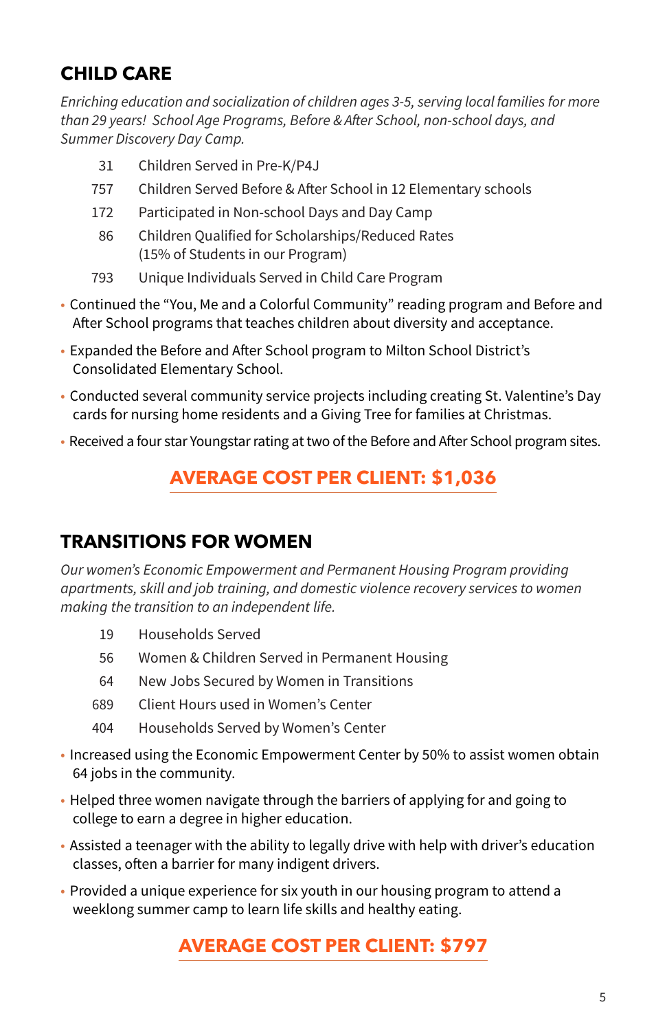## CHILD CARE

*Enriching education and socialization of children ages 3-5, serving local families for more than 29 years! School Age Programs, Before & After School, non-school days, and Summer Discovery Day Camp.*

| | |
|---|---|
| 31 | Children Served in Pre-K/P4J |
| 757 | Children Served Before & After School in 12 Elementary schools |
| 172 | Participated in Non-school Days and Day Camp |
| 86 | Children Qualified for Scholarships/Reduced Rates (15% of Students in our Program) |
| 793 | Unique Individuals Served in Child Care Program |

- Continued the "You, Me and a Colorful Community" reading program and Before and After School programs that teaches children about diversity and acceptance.
- Expanded the Before and After School program to Milton School District's Consolidated Elementary School.
- Conducted several community service projects including creating St. Valentine's Day cards for nursing home residents and a Giving Tree for families at Christmas.
- Received a four star Youngstar rating at two of the Before and After School program sites.

**AVERAGE COST PER CLIENT: $1,036**

## TRANSITIONS FOR WOMEN

*Our women's Economic Empowerment and Permanent Housing Program providing apartments, skill and job training, and domestic violence recovery services to women making the transition to an independent life.*

| | |
|---|---|
| 19 | Households Served |
| 56 | Women & Children Served in Permanent Housing |
| 64 | New Jobs Secured by Women in Transitions |
| 689 | Client Hours used in Women's Center |
| 404 | Households Served by Women's Center |

- Increased using the Economic Empowerment Center by 50% to assist women obtain 64 jobs in the community.
- Helped three women navigate through the barriers of applying for and going to college to earn a degree in higher education.
- Assisted a teenager with the ability to legally drive with help with driver's education classes, often a barrier for many indigent drivers.
- Provided a unique experience for six youth in our housing program to attend a weeklong summer camp to learn life skills and healthy eating.

**AVERAGE COST PER CLIENT: $797**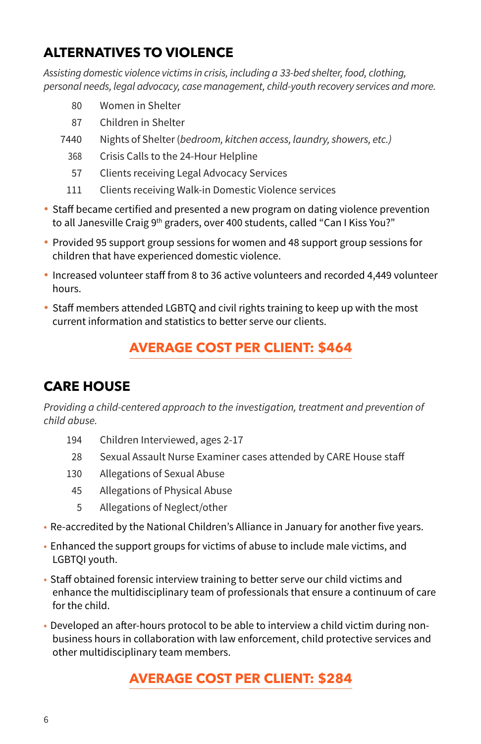## ALTERNATIVES TO VIOLENCE

*Assisting domestic violence victims in crisis, including a 33-bed shelter, food, clothing, personal needs, legal advocacy, case management, child-youth recovery services and more.*

| | |
|---|---|
| 80 | Women in Shelter |
| 87 | Children in Shelter |
| 7440 | Nights of Shelter (*bedroom, kitchen access, laundry, showers, etc.)* |
| 368 | Crisis Calls to the 24-Hour Helpline |
| 57 | Clients receiving Legal Advocacy Services |
| 111 | Clients receiving Walk-in Domestic Violence services |

- Staff became certified and presented a new program on dating violence prevention to all Janesville Craig 9th graders, over 400 students, called "Can I Kiss You?"
- Provided 95 support group sessions for women and 48 support group sessions for children that have experienced domestic violence.
- Increased volunteer staff from 8 to 36 active volunteers and recorded 4,449 volunteer hours.
- Staff members attended LGBTQ and civil rights training to keep up with the most current information and statistics to better serve our clients.

**AVERAGE COST PER CLIENT: $464**

## CARE HOUSE

*Providing a child-centered approach to the investigation, treatment and prevention of child abuse.*

| | |
|---|---|
| 194 | Children Interviewed, ages 2-17 |
| 28 | Sexual Assault Nurse Examiner cases attended by CARE House staff |
| 130 | Allegations of Sexual Abuse |
| 45 | Allegations of Physical Abuse |
| 5 | Allegations of Neglect/other |

- Re-accredited by the National Children's Alliance in January for another five years.
- Enhanced the support groups for victims of abuse to include male victims, and LGBTQI youth.
- Staff obtained forensic interview training to better serve our child victims and enhance the multidisciplinary team of professionals that ensure a continuum of care for the child.
- Developed an after-hours protocol to be able to interview a child victim during non-business hours in collaboration with law enforcement, child protective services and other multidisciplinary team members.

**AVERAGE COST PER CLIENT: $284**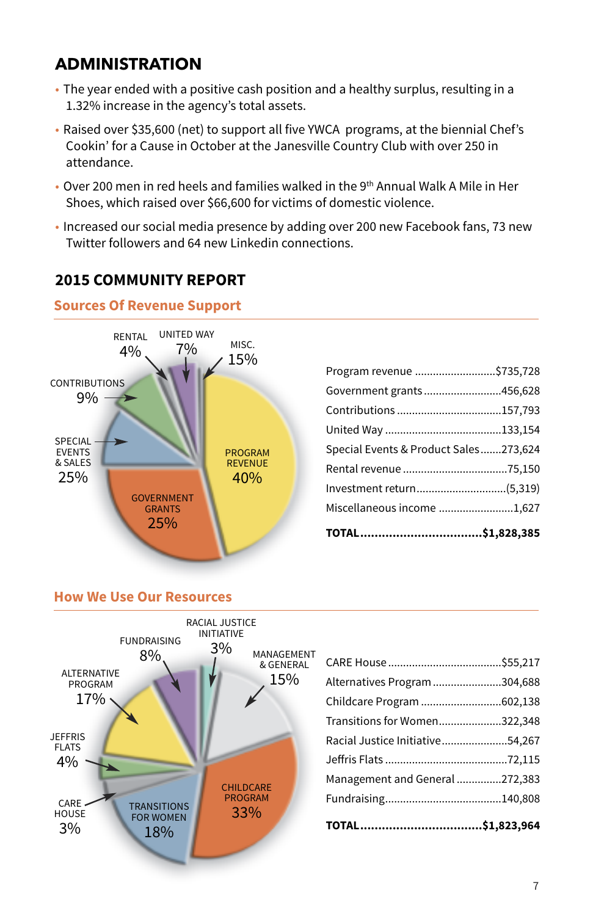## ADMINISTRATION

- The year ended with a positive cash position and a healthy surplus, resulting in a 1.32% increase in the agency's total assets.
- Raised over $35,600 (net) to support all five YWCA programs, at the biennial Chef's Cookin' for a Cause in October at the Janesville Country Club with over 250 in attendance.
- Over 200 men in red heels and families walked in the 9th Annual Walk A Mile in Her Shoes, which raised over $66,600 for victims of domestic violence.
- Increased our social media presence by adding over 200 new Facebook fans, 73 new Twitter followers and 64 new Linkedin connections.

## 2015 COMMUNITY REPORT

### Sources Of Revenue Support

RENTAL 4%
UNITED WAY 7%
MISC. 15%
CONTRIBUTIONS 9%
SPECIAL EVENTS & SALES 25%
PROGRAM REVENUE 40%
GOVERNMENT GRANTS 25%

| Source | Amount |
| --- | --- |
| Program revenue | $735,728 |
| Government grants | 456,628 |
| Contributions | 157,793 |
| United Way | 133,154 |
| Special Events & Product Sales | 273,624 |
| Rental revenue | 75,150 |
| Investment return | (5,319) |
| Miscellaneous income | 1,627 |
| **TOTAL** | **$1,828,385** |

### How We Use Our Resources

FUNDRAISING 8%
RACIAL JUSTICE INITIATIVE 3%
MANAGEMENT & GENERAL 15%
ALTERNATIVE PROGRAM 17%
JEFFRIS FLATS 4%
CARE HOUSE 3%
TRANSITIONS FOR WOMEN 18%
CHILDCARE PROGRAM 33%

| Use | Amount |
| --- | --- |
| CARE House | $55,217 |
| Alternatives Program | 304,688 |
| Childcare Program | 602,138 |
| Transitions for Women | 322,348 |
| Racial Justice Initiative | 54,267 |
| Jeffris Flats | 72,115 |
| Management and General | 272,383 |
| Fundraising | 140,808 |
| **TOTAL** | **$1,823,964** |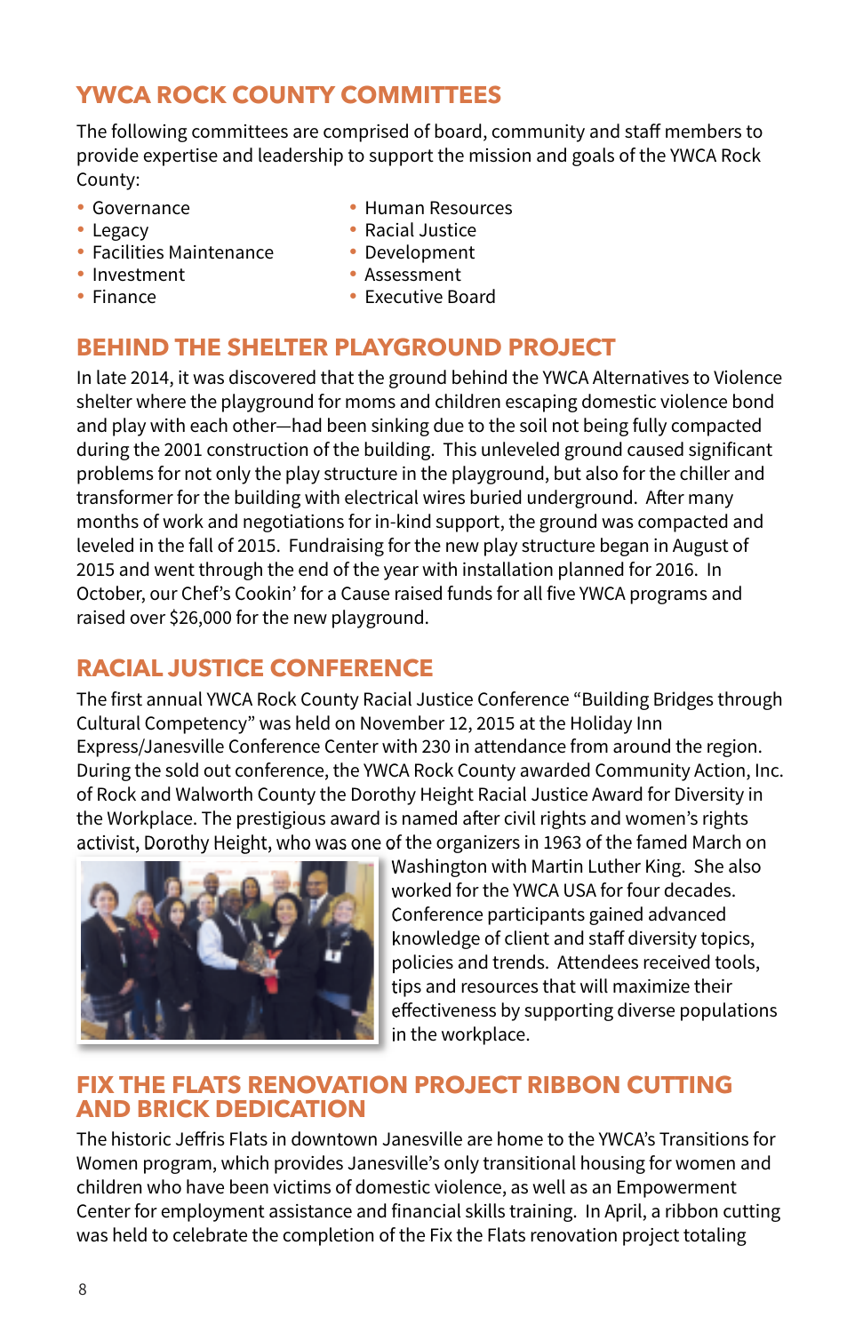## YWCA ROCK COUNTY COMMITTEES

The following committees are comprised of board, community and staff members to provide expertise and leadership to support the mission and goals of the YWCA Rock County:

- Governance
- Legacy
- Facilities Maintenance
- Investment
- Finance
- Human Resources
- Racial Justice
- Development
- Assessment
- Executive Board

## BEHIND THE SHELTER PLAYGROUND PROJECT

In late 2014, it was discovered that the ground behind the YWCA Alternatives to Violence shelter where the playground for moms and children escaping domestic violence bond and play with each other—had been sinking due to the soil not being fully compacted during the 2001 construction of the building. This unleveled ground caused significant problems for not only the play structure in the playground, but also for the chiller and transformer for the building with electrical wires buried underground. After many months of work and negotiations for in-kind support, the ground was compacted and leveled in the fall of 2015. Fundraising for the new play structure began in August of 2015 and went through the end of the year with installation planned for 2016. In October, our Chef's Cookin' for a Cause raised funds for all five YWCA programs and raised over $26,000 for the new playground.

## RACIAL JUSTICE CONFERENCE

The first annual YWCA Rock County Racial Justice Conference "Building Bridges through Cultural Competency" was held on November 12, 2015 at the Holiday Inn Express/Janesville Conference Center with 230 in attendance from around the region. During the sold out conference, the YWCA Rock County awarded Community Action, Inc. of Rock and Walworth County the Dorothy Height Racial Justice Award for Diversity in the Workplace. The prestigious award is named after civil rights and women's rights activist, Dorothy Height, who was one of the organizers in 1963 of the famed March on Washington with Martin Luther King. She also worked for the YWCA USA for four decades. Conference participants gained advanced knowledge of client and staff diversity topics, policies and trends. Attendees received tools, tips and resources that will maximize their effectiveness by supporting diverse populations in the workplace.

## FIX THE FLATS RENOVATION PROJECT RIBBON CUTTING AND BRICK DEDICATION

The historic Jeffris Flats in downtown Janesville are home to the YWCA's Transitions for Women program, which provides Janesville's only transitional housing for women and children who have been victims of domestic violence, as well as an Empowerment Center for employment assistance and financial skills training. In April, a ribbon cutting was held to celebrate the completion of the Fix the Flats renovation project totaling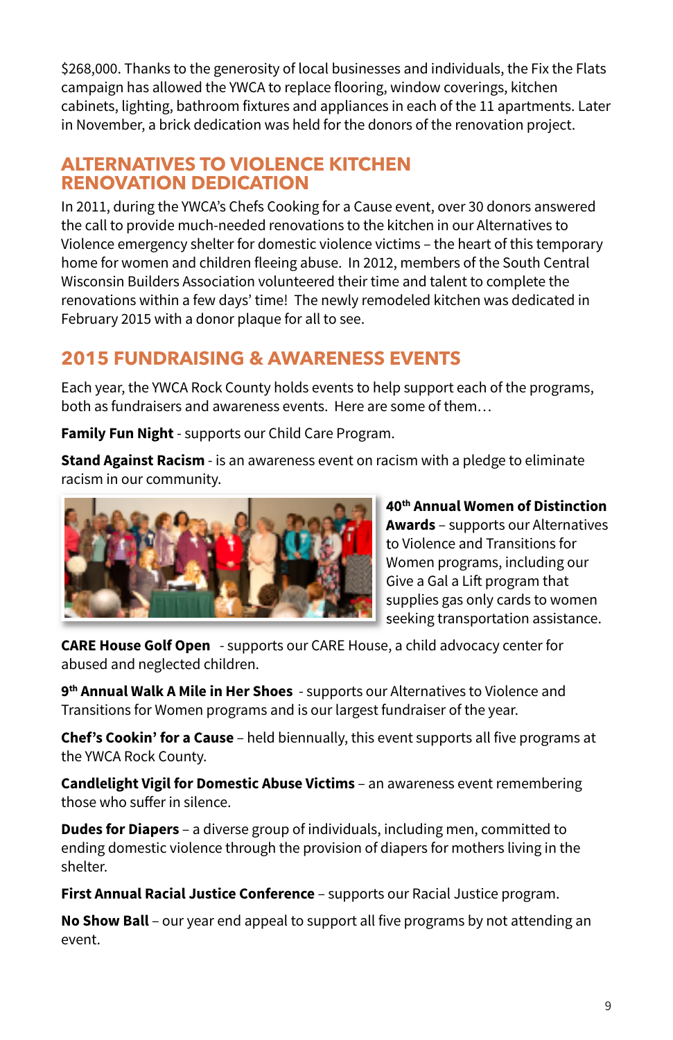$268,000. Thanks to the generosity of local businesses and individuals, the Fix the Flats campaign has allowed the YWCA to replace flooring, window coverings, kitchen cabinets, lighting, bathroom fixtures and appliances in each of the 11 apartments. Later in November, a brick dedication was held for the donors of the renovation project.

## ALTERNATIVES TO VIOLENCE KITCHEN RENOVATION DEDICATION

In 2011, during the YWCA's Chefs Cooking for a Cause event, over 30 donors answered the call to provide much-needed renovations to the kitchen in our Alternatives to Violence emergency shelter for domestic violence victims – the heart of this temporary home for women and children fleeing abuse. In 2012, members of the South Central Wisconsin Builders Association volunteered their time and talent to complete the renovations within a few days' time! The newly remodeled kitchen was dedicated in February 2015 with a donor plaque for all to see.

## 2015 FUNDRAISING & AWARENESS EVENTS

Each year, the YWCA Rock County holds events to help support each of the programs, both as fundraisers and awareness events. Here are some of them…

**Family Fun Night** - supports our Child Care Program.

**Stand Against Racism** - is an awareness event on racism with a pledge to eliminate racism in our community.

**40th Annual Women of Distinction Awards** – supports our Alternatives to Violence and Transitions for Women programs, including our Give a Gal a Lift program that supplies gas only cards to women seeking transportation assistance.

**CARE House Golf Open** - supports our CARE House, a child advocacy center for abused and neglected children.

**9th Annual Walk A Mile in Her Shoes** - supports our Alternatives to Violence and Transitions for Women programs and is our largest fundraiser of the year.

**Chef's Cookin' for a Cause** – held biennually, this event supports all five programs at the YWCA Rock County.

**Candlelight Vigil for Domestic Abuse Victims** – an awareness event remembering those who suffer in silence.

**Dudes for Diapers** – a diverse group of individuals, including men, committed to ending domestic violence through the provision of diapers for mothers living in the shelter.

**First Annual Racial Justice Conference** – supports our Racial Justice program.

**No Show Ball** – our year end appeal to support all five programs by not attending an event.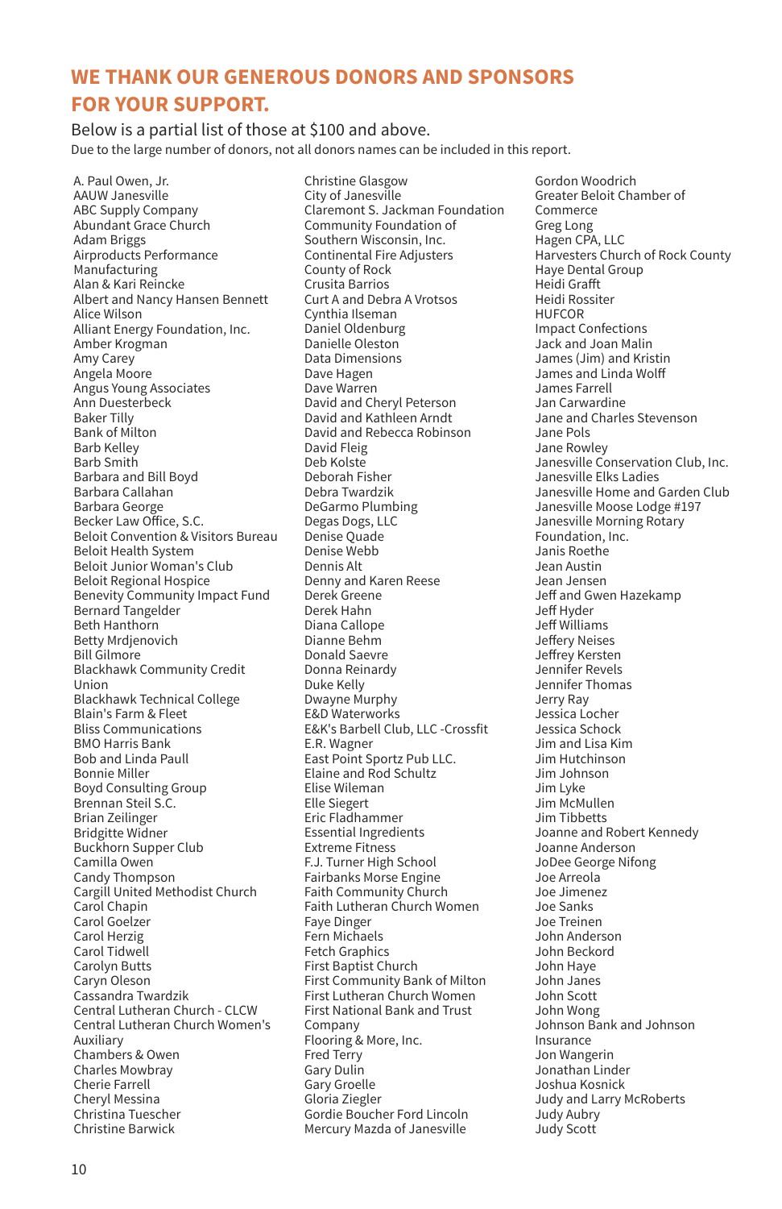## WE THANK OUR GENEROUS DONORS AND SPONSORS FOR YOUR SUPPORT.

Below is a partial list of those at $100 and above.

Due to the large number of donors, not all donors names can be included in this report.

A. Paul Owen, Jr.
AAUW Janesville
ABC Supply Company
Abundant Grace Church
Adam Briggs
Airproducts Performance Manufacturing
Alan & Kari Reincke
Albert and Nancy Hansen Bennett
Alice Wilson
Alliant Energy Foundation, Inc.
Amber Krogman
Amy Carey
Angela Moore
Angus Young Associates
Ann Duesterbeck
Baker Tilly
Bank of Milton
Barb Kelley
Barb Smith
Barbara and Bill Boyd
Barbara Callahan
Barbara George
Becker Law Office, S.C.
Beloit Convention & Visitors Bureau
Beloit Health System
Beloit Junior Woman's Club
Beloit Regional Hospice
Benevity Community Impact Fund
Bernard Tangelder
Beth Hanthorn
Betty Mrdjenovich
Bill Gilmore
Blackhawk Community Credit Union
Blackhawk Technical College
Blain's Farm & Fleet
Bliss Communications
BMO Harris Bank
Bob and Linda Paull
Bonnie Miller
Boyd Consulting Group
Brennan Steil S.C.
Brian Zeilinger
Bridgitte Widner
Buckhorn Supper Club
Camilla Owen
Candy Thompson
Cargill United Methodist Church
Carol Chapin
Carol Goelzer
Carol Herzig
Carol Tidwell
Carolyn Butts
Caryn Oleson
Cassandra Twardzik
Central Lutheran Church - CLCW
Central Lutheran Church Women's Auxiliary
Chambers & Owen
Charles Mowbray
Cherie Farrell
Cheryl Messina
Christina Tuescher
Christine Barwick
Christine Glasgow
City of Janesville
Claremont S. Jackman Foundation
Community Foundation of Southern Wisconsin, Inc.
Continental Fire Adjusters
County of Rock
Crusita Barrios
Curt A and Debra A Vrotsos
Cynthia Ilseman
Daniel Oldenburg
Danielle Oleston
Data Dimensions
Dave Hagen
Dave Warren
David and Cheryl Peterson
David and Kathleen Arndt
David and Rebecca Robinson
David Fleig
Deb Kolste
Deborah Fisher
Debra Twardzik
DeGarmo Plumbing
Degas Dogs, LLC
Denise Quade
Denise Webb
Dennis Alt
Denny and Karen Reese
Derek Greene
Derek Hahn
Diana Callope
Dianne Behm
Donald Saevre
Donna Reinardy
Duke Kelly
Dwayne Murphy
E&D Waterworks
E&K's Barbell Club, LLC -Crossfit
E.R. Wagner
East Point Sportz Pub LLC.
Elaine and Rod Schultz
Elise Wileman
Elle Siegert
Eric Fladhammer
Essential Ingredients
Extreme Fitness
F.J. Turner High School
Fairbanks Morse Engine
Faith Community Church
Faith Lutheran Church Women
Faye Dinger
Fern Michaels
Fetch Graphics
First Baptist Church
First Community Bank of Milton
First Lutheran Church Women
First National Bank and Trust Company
Flooring & More, Inc.
Fred Terry
Gary Dulin
Gary Groelle
Gloria Ziegler
Gordie Boucher Ford Lincoln Mercury Mazda of Janesville
Gordon Woodrich
Greater Beloit Chamber of Commerce
Greg Long
Hagen CPA, LLC
Harvesters Church of Rock County
Haye Dental Group
Heidi Grafft
Heidi Rossiter
HUFCOR
Impact Confections
Jack and Joan Malin
James (Jim) and Kristin
James and Linda Wolff
James Farrell
Jan Carwardine
Jane and Charles Stevenson
Jane Pols
Jane Rowley
Janesville Conservation Club, Inc.
Janesville Elks Ladies
Janesville Home and Garden Club
Janesville Moose Lodge #197
Janesville Morning Rotary Foundation, Inc.
Janis Roethe
Jean Austin
Jean Jensen
Jeff and Gwen Hazekamp
Jeff Hyder
Jeff Williams
Jeffery Neises
Jeffrey Kersten
Jennifer Revels
Jennifer Thomas
Jerry Ray
Jessica Locher
Jessica Schock
Jim and Lisa Kim
Jim Hutchinson
Jim Johnson
Jim Lyke
Jim McMullen
Jim Tibbetts
Joanne and Robert Kennedy
Joanne Anderson
JoDee George Nifong
Joe Arreola
Joe Jimenez
Joe Sanks
Joe Treinen
John Anderson
John Beckord
John Haye
John Janes
John Scott
John Wong
Johnson Bank and Johnson Insurance
Jon Wangerin
Jonathan Linder
Joshua Kosnick
Judy and Larry McRoberts
Judy Aubry
Judy Scott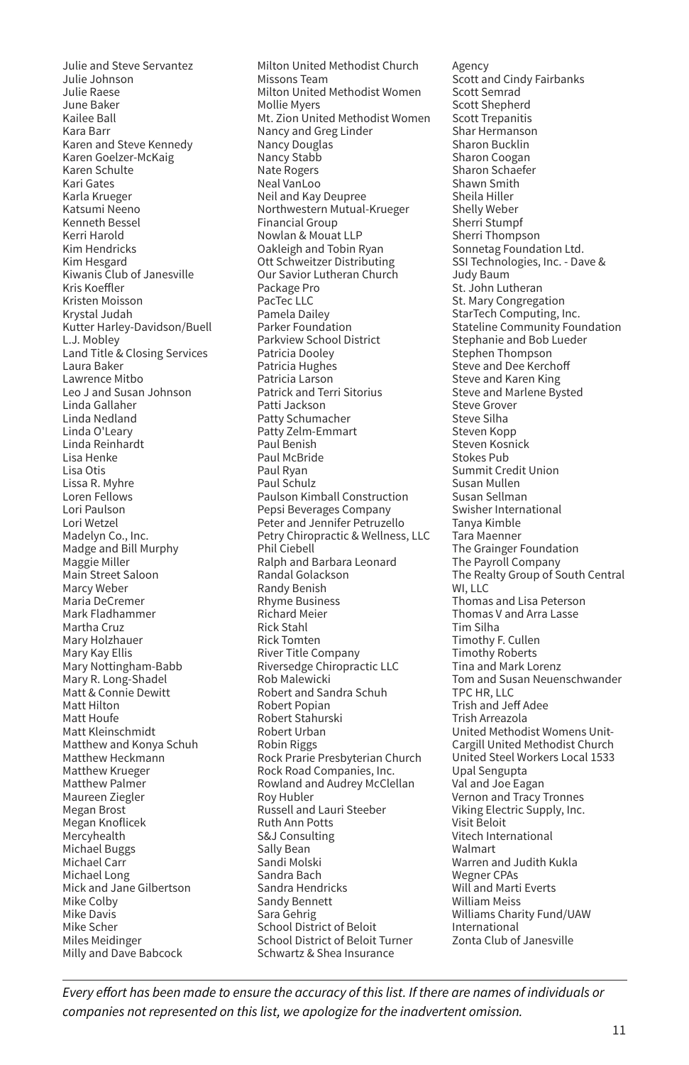Julie and Steve Servantez
Julie Johnson
Julie Raese
June Baker
Kailee Ball
Kara Barr
Karen and Steve Kennedy
Karen Goelzer-McKaig
Karen Schulte
Kari Gates
Karla Krueger
Katsumi Neeno
Kenneth Bessel
Kerri Harold
Kim Hendricks
Kim Hesgard
Kiwanis Club of Janesville
Kris Koeffler
Kristen Moisson
Krystal Judah
Kutter Harley-Davidson/Buell
L.J. Mobley
Land Title & Closing Services
Laura Baker
Lawrence Mitbo
Leo J and Susan Johnson
Linda Gallaher
Linda Nedland
Linda O'Leary
Linda Reinhardt
Lisa Henke
Lisa Otis
Lissa R. Myhre
Loren Fellows
Lori Paulson
Lori Wetzel
Madelyn Co., Inc.
Madge and Bill Murphy
Maggie Miller
Main Street Saloon
Marcy Weber
Maria DeCremer
Mark Fladhammer
Martha Cruz
Mary Holzhauer
Mary Kay Ellis
Mary Nottingham-Babb
Mary R. Long-Shadel
Matt & Connie Dewitt
Matt Hilton
Matt Houfe
Matt Kleinschmidt
Matthew and Konya Schuh
Matthew Heckmann
Matthew Krueger
Matthew Palmer
Maureen Ziegler
Megan Brost
Megan Knoflicek
Mercyhealth
Michael Buggs
Michael Carr
Michael Long
Mick and Jane Gilbertson
Mike Colby
Mike Davis
Mike Scher
Miles Meidinger
Milly and Dave Babcock
Milton United Methodist Church Missons Team
Milton United Methodist Women
Mollie Myers
Mt. Zion United Methodist Women
Nancy and Greg Linder
Nancy Douglas
Nancy Stabb
Nate Rogers
Neal VanLoo
Neil and Kay Deupree
Northwestern Mutual-Krueger Financial Group
Nowlan & Mouat LLP
Oakleigh and Tobin Ryan
Ott Schweitzer Distributing
Our Savior Lutheran Church
Package Pro
PacTec LLC
Pamela Dailey
Parker Foundation
Parkview School District
Patricia Dooley
Patricia Hughes
Patricia Larson
Patrick and Terri Sitorius
Patti Jackson
Patty Schumacher
Patty Zelm-Emmart
Paul Benish
Paul McBride
Paul Ryan
Paul Schulz
Paulson Kimball Construction
Pepsi Beverages Company
Peter and Jennifer Petruzello
Petry Chiropractic & Wellness, LLC
Phil Ciebell
Ralph and Barbara Leonard
Randal Golackson
Randy Benish
Rhyme Business
Richard Meier
Rick Stahl
Rick Tomten
River Title Company
Riversedge Chiropractic LLC
Rob Malewicki
Robert and Sandra Schuh
Robert Popian
Robert Stahurski
Robert Urban
Robin Riggs
Rock Prarie Presbyterian Church
Rock Road Companies, Inc.
Rowland and Audrey McClellan
Roy Hubler
Russell and Lauri Steeber
Ruth Ann Potts
S&J Consulting
Sally Bean
Sandi Molski
Sandra Bach
Sandra Hendricks
Sandy Bennett
Sara Gehrig
School District of Beloit
School District of Beloit Turner
Schwartz & Shea Insurance Agency
Scott and Cindy Fairbanks
Scott Semrad
Scott Shepherd
Scott Trepanitis
Shar Hermanson
Sharon Bucklin
Sharon Coogan
Sharon Schaefer
Shawn Smith
Sheila Hiller
Shelly Weber
Sherri Stumpf
Sherri Thompson
Sonnetag Foundation Ltd.
SSI Technologies, Inc. - Dave & Judy Baum
St. John Lutheran
St. Mary Congregation
StarTech Computing, Inc.
Stateline Community Foundation
Stephanie and Bob Lueder
Stephen Thompson
Steve and Dee Kerchoff
Steve and Karen King
Steve and Marlene Bysted
Steve Grover
Steve Silha
Steven Kopp
Steven Kosnick
Stokes Pub
Summit Credit Union
Susan Mullen
Susan Sellman
Swisher International
Tanya Kimble
Tara Maenner
The Grainger Foundation
The Payroll Company
The Realty Group of South Central WI, LLC
Thomas and Lisa Peterson
Thomas V and Arra Lasse
Tim Silha
Timothy F. Cullen
Timothy Roberts
Tina and Mark Lorenz
Tom and Susan Neuenschwander
TPC HR, LLC
Trish and Jeff Adee
Trish Arreazola
United Methodist Womens Unit-Cargill United Methodist Church
United Steel Workers Local 1533
Upal Sengupta
Val and Joe Eagan
Vernon and Tracy Tronnes
Viking Electric Supply, Inc.
Visit Beloit
Vitech International
Walmart
Warren and Judith Kukla
Wegner CPAs
Will and Marti Everts
William Meiss
Williams Charity Fund/UAW International
Zonta Club of Janesville

*Every effort has been made to ensure the accuracy of this list. If there are names of individuals or companies not represented on this list, we apologize for the inadvertent omission.*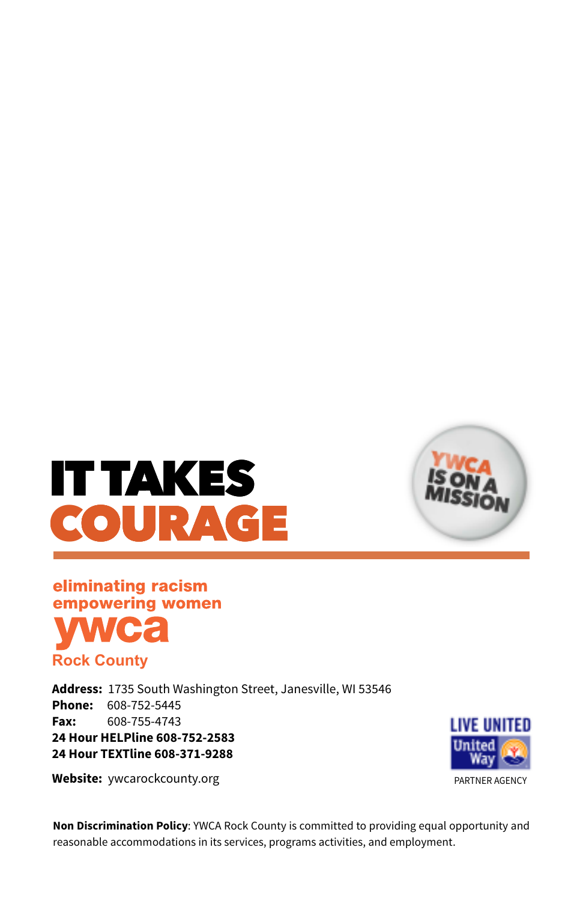# IT TAKES COURAGE

YWCA IS ON A MISSION

eliminating racism
empowering women
ywca
Rock County

**Address:** 1735 South Washington Street, Janesville, WI 53546
**Phone:** 608-752-5445
**Fax:** 608-755-4743
**24 Hour HELPline 608-752-2583**
**24 Hour TEXTline 608-371-9288**

**Website:** ywcarockcounty.org

LIVE UNITED
United Way
PARTNER AGENCY

**Non Discrimination Policy**: YWCA Rock County is committed to providing equal opportunity and reasonable accommodations in its services, programs activities, and employment.